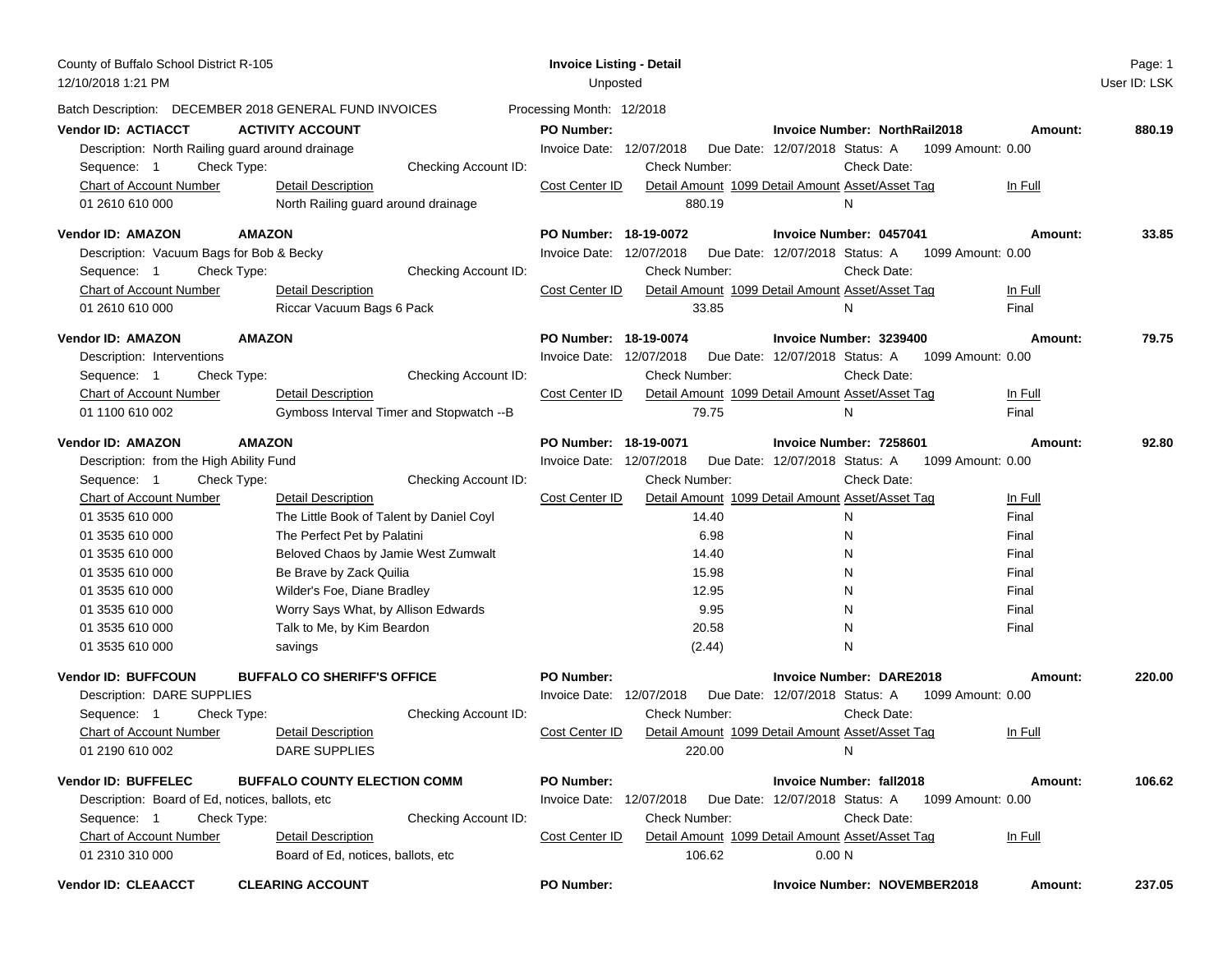County of Buffalo School District R-105
12/10/2018 1:21 PM

**Invoice Listing - Detail**
Unposted

User ID: LSK

Batch Description: DECEMBER 2018 GENERAL FUND INVOICES    Processing Month: 12/2018

---

**Vendor ID: ACTIACCT** **ACTIVITY ACCOUNT** **PO Number:** **Invoice Number: NorthRail2018** **Amount:** **880.19**

Description: North Railing guard around drainage
Invoice Date: 12/07/2018  Due Date: 12/07/2018  Status: A  1099 Amount: 0.00
Sequence: 1  Check Type:  Checking Account ID:  Check Number:  Check Date:

| Chart of Account Number | Detail Description | Cost Center ID | Detail Amount | 1099 Detail Amount | Asset/Asset Tag | In Full |
|---|---|---|---|---|---|---|
| 01 2610 610 000 | North Railing guard around drainage | | 880.19 | | N | |

---

**Vendor ID: AMAZON** **AMAZON** **PO Number: 18-19-0072** **Invoice Number: 0457041** **Amount:** **33.85**

Description: Vacuum Bags for Bob & Becky
Invoice Date: 12/07/2018  Due Date: 12/07/2018  Status: A  1099 Amount: 0.00
Sequence: 1  Check Type:  Checking Account ID:  Check Number:  Check Date:

| Chart of Account Number | Detail Description | Cost Center ID | Detail Amount | 1099 Detail Amount | Asset/Asset Tag | In Full |
|---|---|---|---|---|---|---|
| 01 2610 610 000 | Riccar Vacuum Bags 6 Pack | | 33.85 | | N | Final |

---

**Vendor ID: AMAZON** **AMAZON** **PO Number: 18-19-0074** **Invoice Number: 3239400** **Amount:** **79.75**

Description: Interventions
Invoice Date: 12/07/2018  Due Date: 12/07/2018  Status: A  1099 Amount: 0.00
Sequence: 1  Check Type:  Checking Account ID:  Check Number:  Check Date:

| Chart of Account Number | Detail Description | Cost Center ID | Detail Amount | 1099 Detail Amount | Asset/Asset Tag | In Full |
|---|---|---|---|---|---|---|
| 01 1100 610 002 | Gymboss Interval Timer and Stopwatch --B | | 79.75 | | N | Final |

---

**Vendor ID: AMAZON** **AMAZON** **PO Number: 18-19-0071** **Invoice Number: 7258601** **Amount:** **92.80**

Description: from the High Ability Fund
Invoice Date: 12/07/2018  Due Date: 12/07/2018  Status: A  1099 Amount: 0.00
Sequence: 1  Check Type:  Checking Account ID:  Check Number:  Check Date:

| Chart of Account Number | Detail Description | Cost Center ID | Detail Amount | 1099 Detail Amount | Asset/Asset Tag | In Full |
|---|---|---|---|---|---|---|
| 01 3535 610 000 | The Little Book of Talent by Daniel Coyl | | 14.40 | | N | Final |
| 01 3535 610 000 | The Perfect Pet by Palatini | | 6.98 | | N | Final |
| 01 3535 610 000 | Beloved Chaos by Jamie West Zumwalt | | 14.40 | | N | Final |
| 01 3535 610 000 | Be Brave by Zack Quilia | | 15.98 | | N | Final |
| 01 3535 610 000 | Wilder's Foe, Diane Bradley | | 12.95 | | N | Final |
| 01 3535 610 000 | Worry Says What, by Allison Edwards | | 9.95 | | N | Final |
| 01 3535 610 000 | Talk to Me, by Kim Beardon | | 20.58 | | N | Final |
| 01 3535 610 000 | savings | | (2.44) | | N | |

---

**Vendor ID: BUFFCOUN** **BUFFALO CO SHERIFF'S OFFICE** **PO Number:** **Invoice Number: DARE2018** **Amount:** **220.00**

Description: DARE SUPPLIES
Invoice Date: 12/07/2018  Due Date: 12/07/2018  Status: A  1099 Amount: 0.00
Sequence: 1  Check Type:  Checking Account ID:  Check Number:  Check Date:

| Chart of Account Number | Detail Description | Cost Center ID | Detail Amount | 1099 Detail Amount | Asset/Asset Tag | In Full |
|---|---|---|---|---|---|---|
| 01 2190 610 002 | DARE SUPPLIES | | 220.00 | | N | |

---

**Vendor ID: BUFFELEC** **BUFFALO COUNTY ELECTION COMM** **PO Number:** **Invoice Number: fall2018** **Amount:** **106.62**

Description: Board of Ed, notices, ballots, etc
Invoice Date: 12/07/2018  Due Date: 12/07/2018  Status: A  1099 Amount: 0.00
Sequence: 1  Check Type:  Checking Account ID:  Check Number:  Check Date:

| Chart of Account Number | Detail Description | Cost Center ID | Detail Amount | 1099 Detail Amount | Asset/Asset Tag | In Full |
|---|---|---|---|---|---|---|
| 01 2310 310 000 | Board of Ed, notices, ballots, etc | | 106.62 | 0.00 | N | |

---

**Vendor ID: CLEAACCT** **CLEARING ACCOUNT** **PO Number:** **Invoice Number: NOVEMBER2018** **Amount:** **237.05**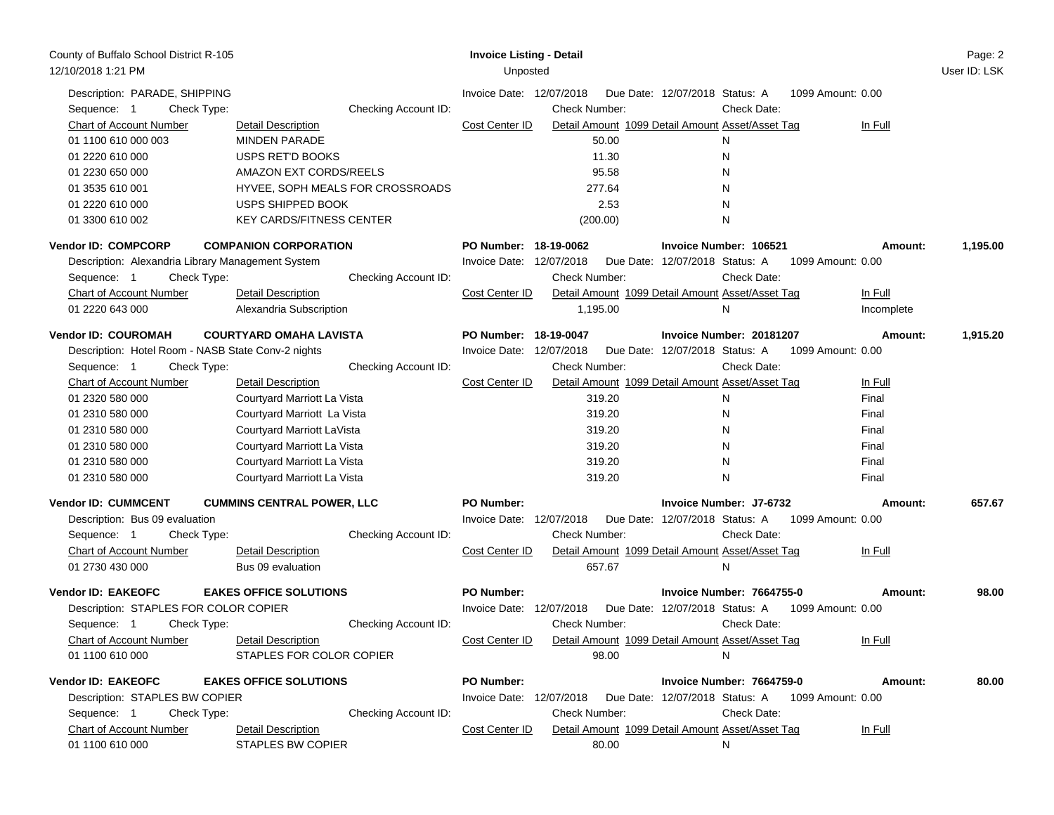Description: PARADE, SHIPPING
Invoice Date: 12/07/2018 Due Date: 12/07/2018 Status: A 1099 Amount: 0.00
Sequence: 1 Check Type: Checking Account ID: Check Number: Check Date:

| Chart of Account Number | Detail Description | Cost Center ID | Detail Amount | 1099 Detail Amount | Asset/Asset Tag | In Full |
|---|---|---|---|---|---|---|
| 01 1100 610 000 003 | MINDEN PARADE | | 50.00 | | N | |
| 01 2220 610 000 | USPS RET'D BOOKS | | 11.30 | | N | |
| 01 2230 650 000 | AMAZON EXT CORDS/REELS | | 95.58 | | N | |
| 01 3535 610 001 | HYVEE, SOPH MEALS FOR CROSSROADS | | 277.64 | | N | |
| 01 2220 610 000 | USPS SHIPPED BOOK | | 2.53 | | N | |
| 01 3300 610 002 | KEY CARDS/FITNESS CENTER | | (200.00) | | N | |

**Vendor ID: COMPCORP** **COMPANION CORPORATION** **PO Number: 18-19-0062** **Invoice Number: 106521** **Amount: 1,195.00**

Description: Alexandria Library Management System
Invoice Date: 12/07/2018 Due Date: 12/07/2018 Status: A 1099 Amount: 0.00
Sequence: 1 Check Type: Checking Account ID: Check Number: Check Date:

| Chart of Account Number | Detail Description | Cost Center ID | Detail Amount | 1099 Detail Amount | Asset/Asset Tag | In Full |
|---|---|---|---|---|---|---|
| 01 2220 643 000 | Alexandria Subscription | | 1,195.00 | | N | Incomplete |

**Vendor ID: COUROMAH** **COURTYARD OMAHA LAVISTA** **PO Number: 18-19-0047** **Invoice Number: 20181207** **Amount: 1,915.20**

Description: Hotel Room - NASB State Conv-2 nights
Invoice Date: 12/07/2018 Due Date: 12/07/2018 Status: A 1099 Amount: 0.00
Sequence: 1 Check Type: Checking Account ID: Check Number: Check Date:

| Chart of Account Number | Detail Description | Cost Center ID | Detail Amount | 1099 Detail Amount | Asset/Asset Tag | In Full |
|---|---|---|---|---|---|---|
| 01 2320 580 000 | Courtyard Marriott La Vista | | 319.20 | | N | Final |
| 01 2310 580 000 | Courtyard Marriott La Vista | | 319.20 | | N | Final |
| 01 2310 580 000 | Courtyard Marriott LaVista | | 319.20 | | N | Final |
| 01 2310 580 000 | Courtyard Marriott La Vista | | 319.20 | | N | Final |
| 01 2310 580 000 | Courtyard Marriott La Vista | | 319.20 | | N | Final |
| 01 2310 580 000 | Courtyard Marriott La Vista | | 319.20 | | N | Final |

**Vendor ID: CUMMCENT** **CUMMINS CENTRAL POWER, LLC** **PO Number:** **Invoice Number: J7-6732** **Amount: 657.67**

Description: Bus 09 evaluation
Invoice Date: 12/07/2018 Due Date: 12/07/2018 Status: A 1099 Amount: 0.00
Sequence: 1 Check Type: Checking Account ID: Check Number: Check Date:

| Chart of Account Number | Detail Description | Cost Center ID | Detail Amount | 1099 Detail Amount | Asset/Asset Tag | In Full |
|---|---|---|---|---|---|---|
| 01 2730 430 000 | Bus 09 evaluation | | 657.67 | | N | |

**Vendor ID: EAKEOFC** **EAKES OFFICE SOLUTIONS** **PO Number:** **Invoice Number: 7664755-0** **Amount: 98.00**

Description: STAPLES FOR COLOR COPIER
Invoice Date: 12/07/2018 Due Date: 12/07/2018 Status: A 1099 Amount: 0.00
Sequence: 1 Check Type: Checking Account ID: Check Number: Check Date:

| Chart of Account Number | Detail Description | Cost Center ID | Detail Amount | 1099 Detail Amount | Asset/Asset Tag | In Full |
|---|---|---|---|---|---|---|
| 01 1100 610 000 | STAPLES FOR COLOR COPIER | | 98.00 | | N | |

**Vendor ID: EAKEOFC** **EAKES OFFICE SOLUTIONS** **PO Number:** **Invoice Number: 7664759-0** **Amount: 80.00**

Description: STAPLES BW COPIER
Invoice Date: 12/07/2018 Due Date: 12/07/2018 Status: A 1099 Amount: 0.00
Sequence: 1 Check Type: Checking Account ID: Check Number: Check Date:

| Chart of Account Number | Detail Description | Cost Center ID | Detail Amount | 1099 Detail Amount | Asset/Asset Tag | In Full |
|---|---|---|---|---|---|---|
| 01 1100 610 000 | STAPLES BW COPIER | | 80.00 | | N | |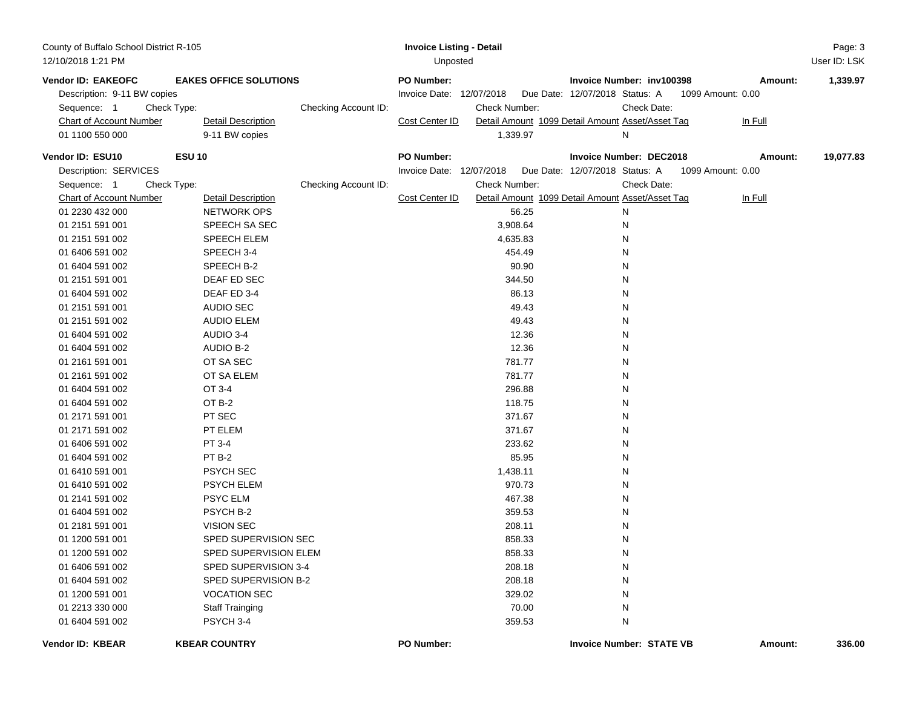**Vendor ID: EAKEOFC** **EAKES OFFICE SOLUTIONS** **PO Number:** **Invoice Number: inv100398** **Amount: 1,339.97**

Description: 9-11 BW copies
Invoice Date: 12/07/2018 Due Date: 12/07/2018 Status: A 1099 Amount: 0.00
Sequence: 1 Check Type: Checking Account ID: Check Number: Check Date:

| Chart of Account Number | Detail Description | Cost Center ID | Detail Amount | 1099 Detail Amount | Asset/Asset Tag | In Full |
|---|---|---|---|---|---|---|
| 01 1100 550 000 | 9-11 BW copies | | 1,339.97 | | | N |

**Vendor ID: ESU10** **ESU 10** **PO Number:** **Invoice Number: DEC2018** **Amount: 19,077.83**

Description: SERVICES
Invoice Date: 12/07/2018 Due Date: 12/07/2018 Status: A 1099 Amount: 0.00
Sequence: 1 Check Type: Checking Account ID: Check Number: Check Date:

| Chart of Account Number | Detail Description | Cost Center ID | Detail Amount | 1099 Detail Amount | Asset/Asset Tag | In Full |
|---|---|---|---|---|---|---|
| 01 2230 432 000 | NETWORK OPS | | 56.25 | | | N |
| 01 2151 591 001 | SPEECH SA SEC | | 3,908.64 | | | N |
| 01 2151 591 002 | SPEECH ELEM | | 4,635.83 | | | N |
| 01 6406 591 002 | SPEECH 3-4 | | 454.49 | | | N |
| 01 6404 591 002 | SPEECH B-2 | | 90.90 | | | N |
| 01 2151 591 001 | DEAF ED SEC | | 344.50 | | | N |
| 01 6404 591 002 | DEAF ED 3-4 | | 86.13 | | | N |
| 01 2151 591 001 | AUDIO SEC | | 49.43 | | | N |
| 01 2151 591 002 | AUDIO ELEM | | 49.43 | | | N |
| 01 6404 591 002 | AUDIO 3-4 | | 12.36 | | | N |
| 01 6404 591 002 | AUDIO B-2 | | 12.36 | | | N |
| 01 2161 591 001 | OT SA SEC | | 781.77 | | | N |
| 01 2161 591 002 | OT SA ELEM | | 781.77 | | | N |
| 01 6404 591 002 | OT 3-4 | | 296.88 | | | N |
| 01 6404 591 002 | OT B-2 | | 118.75 | | | N |
| 01 2171 591 001 | PT SEC | | 371.67 | | | N |
| 01 2171 591 002 | PT ELEM | | 371.67 | | | N |
| 01 6406 591 002 | PT 3-4 | | 233.62 | | | N |
| 01 6404 591 002 | PT B-2 | | 85.95 | | | N |
| 01 6410 591 001 | PSYCH SEC | | 1,438.11 | | | N |
| 01 6410 591 002 | PSYCH ELEM | | 970.73 | | | N |
| 01 2141 591 002 | PSYC ELM | | 467.38 | | | N |
| 01 6404 591 002 | PSYCH B-2 | | 359.53 | | | N |
| 01 2181 591 001 | VISION SEC | | 208.11 | | | N |
| 01 1200 591 001 | SPED SUPERVISION SEC | | 858.33 | | | N |
| 01 1200 591 002 | SPED SUPERVISION ELEM | | 858.33 | | | N |
| 01 6406 591 002 | SPED SUPERVISION 3-4 | | 208.18 | | | N |
| 01 6404 591 002 | SPED SUPERVISION B-2 | | 208.18 | | | N |
| 01 1200 591 001 | VOCATION SEC | | 329.02 | | | N |
| 01 2213 330 000 | Staff Trainging | | 70.00 | | | N |
| 01 6404 591 002 | PSYCH 3-4 | | 359.53 | | | N |

**Vendor ID: KBEAR** **KBEAR COUNTRY** **PO Number:** **Invoice Number: STATE VB** **Amount: 336.00**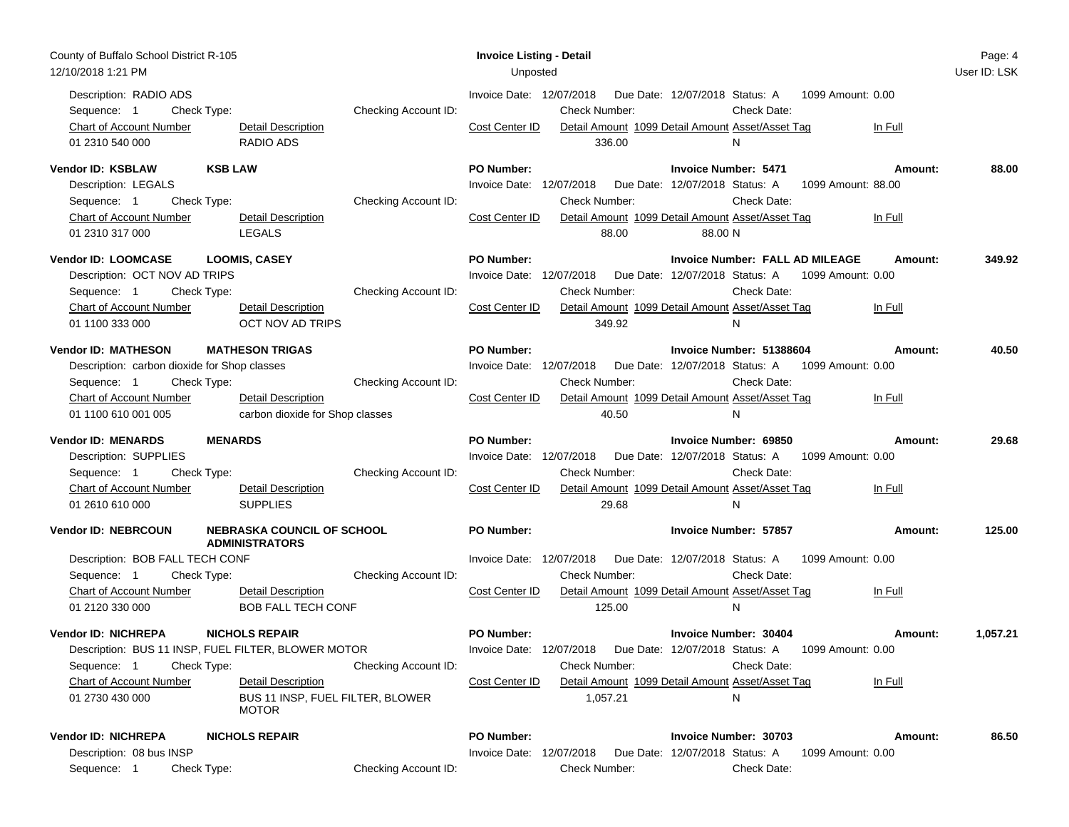Description: RADIO ADS | Invoice Date: 12/07/2018 | Due Date: 12/07/2018 | Status: A | 1099 Amount: 0.00

Sequence: 1 | Check Type: | Checking Account ID: | Check Number: | Check Date:

| Chart of Account Number | Detail Description | Cost Center ID | Detail Amount | 1099 Detail Amount | Asset/Asset Tag | In Full |
|---|---|---|---|---|---|---|
| 01 2310 540 000 | RADIO ADS | | 336.00 | | N | |

**Vendor ID: KSBLAW** | **KSB LAW** | **PO Number:** | **Invoice Number: 5471** | **Amount: 88.00**

Description: LEGALS | Invoice Date: 12/07/2018 | Due Date: 12/07/2018 | Status: A | 1099 Amount: 88.00

Sequence: 1 | Check Type: | Checking Account ID: | Check Number: | Check Date:

| Chart of Account Number | Detail Description | Cost Center ID | Detail Amount | 1099 Detail Amount | Asset/Asset Tag | In Full |
|---|---|---|---|---|---|---|
| 01 2310 317 000 | LEGALS | | 88.00 | 88.00 | N | |

**Vendor ID: LOOMCASE** | **LOOMIS, CASEY** | **PO Number:** | **Invoice Number: FALL AD MILEAGE** | **Amount: 349.92**

Description: OCT NOV AD TRIPS | Invoice Date: 12/07/2018 | Due Date: 12/07/2018 | Status: A | 1099 Amount: 0.00

Sequence: 1 | Check Type: | Checking Account ID: | Check Number: | Check Date:

| Chart of Account Number | Detail Description | Cost Center ID | Detail Amount | 1099 Detail Amount | Asset/Asset Tag | In Full |
|---|---|---|---|---|---|---|
| 01 1100 333 000 | OCT NOV AD TRIPS | | 349.92 | | N | |

**Vendor ID: MATHESON** | **MATHESON TRIGAS** | **PO Number:** | **Invoice Number: 51388604** | **Amount: 40.50**

Description: carbon dioxide for Shop classes | Invoice Date: 12/07/2018 | Due Date: 12/07/2018 | Status: A | 1099 Amount: 0.00

Sequence: 1 | Check Type: | Checking Account ID: | Check Number: | Check Date:

| Chart of Account Number | Detail Description | Cost Center ID | Detail Amount | 1099 Detail Amount | Asset/Asset Tag | In Full |
|---|---|---|---|---|---|---|
| 01 1100 610 001 005 | carbon dioxide for Shop classes | | 40.50 | | N | |

**Vendor ID: MENARDS** | **MENARDS** | **PO Number:** | **Invoice Number: 69850** | **Amount: 29.68**

Description: SUPPLIES | Invoice Date: 12/07/2018 | Due Date: 12/07/2018 | Status: A | 1099 Amount: 0.00

Sequence: 1 | Check Type: | Checking Account ID: | Check Number: | Check Date:

| Chart of Account Number | Detail Description | Cost Center ID | Detail Amount | 1099 Detail Amount | Asset/Asset Tag | In Full |
|---|---|---|---|---|---|---|
| 01 2610 610 000 | SUPPLIES | | 29.68 | | N | |

**Vendor ID: NEBRCOUN** | **NEBRASKA COUNCIL OF SCHOOL ADMINISTRATORS** | **PO Number:** | **Invoice Number: 57857** | **Amount: 125.00**

Description: BOB FALL TECH CONF | Invoice Date: 12/07/2018 | Due Date: 12/07/2018 | Status: A | 1099 Amount: 0.00

Sequence: 1 | Check Type: | Checking Account ID: | Check Number: | Check Date:

| Chart of Account Number | Detail Description | Cost Center ID | Detail Amount | 1099 Detail Amount | Asset/Asset Tag | In Full |
|---|---|---|---|---|---|---|
| 01 2120 330 000 | BOB FALL TECH CONF | | 125.00 | | N | |

**Vendor ID: NICHREPA** | **NICHOLS REPAIR** | **PO Number:** | **Invoice Number: 30404** | **Amount: 1,057.21**

Description: BUS 11 INSP, FUEL FILTER, BLOWER MOTOR | Invoice Date: 12/07/2018 | Due Date: 12/07/2018 | Status: A | 1099 Amount: 0.00

Sequence: 1 | Check Type: | Checking Account ID: | Check Number: | Check Date:

| Chart of Account Number | Detail Description | Cost Center ID | Detail Amount | 1099 Detail Amount | Asset/Asset Tag | In Full |
|---|---|---|---|---|---|---|
| 01 2730 430 000 | BUS 11 INSP, FUEL FILTER, BLOWER MOTOR | | 1,057.21 | | N | |

**Vendor ID: NICHREPA** | **NICHOLS REPAIR** | **PO Number:** | **Invoice Number: 30703** | **Amount: 86.50**

Description: 08 bus INSP | Invoice Date: 12/07/2018 | Due Date: 12/07/2018 | Status: A | 1099 Amount: 0.00

Sequence: 1 | Check Type: | Checking Account ID: | Check Number: | Check Date: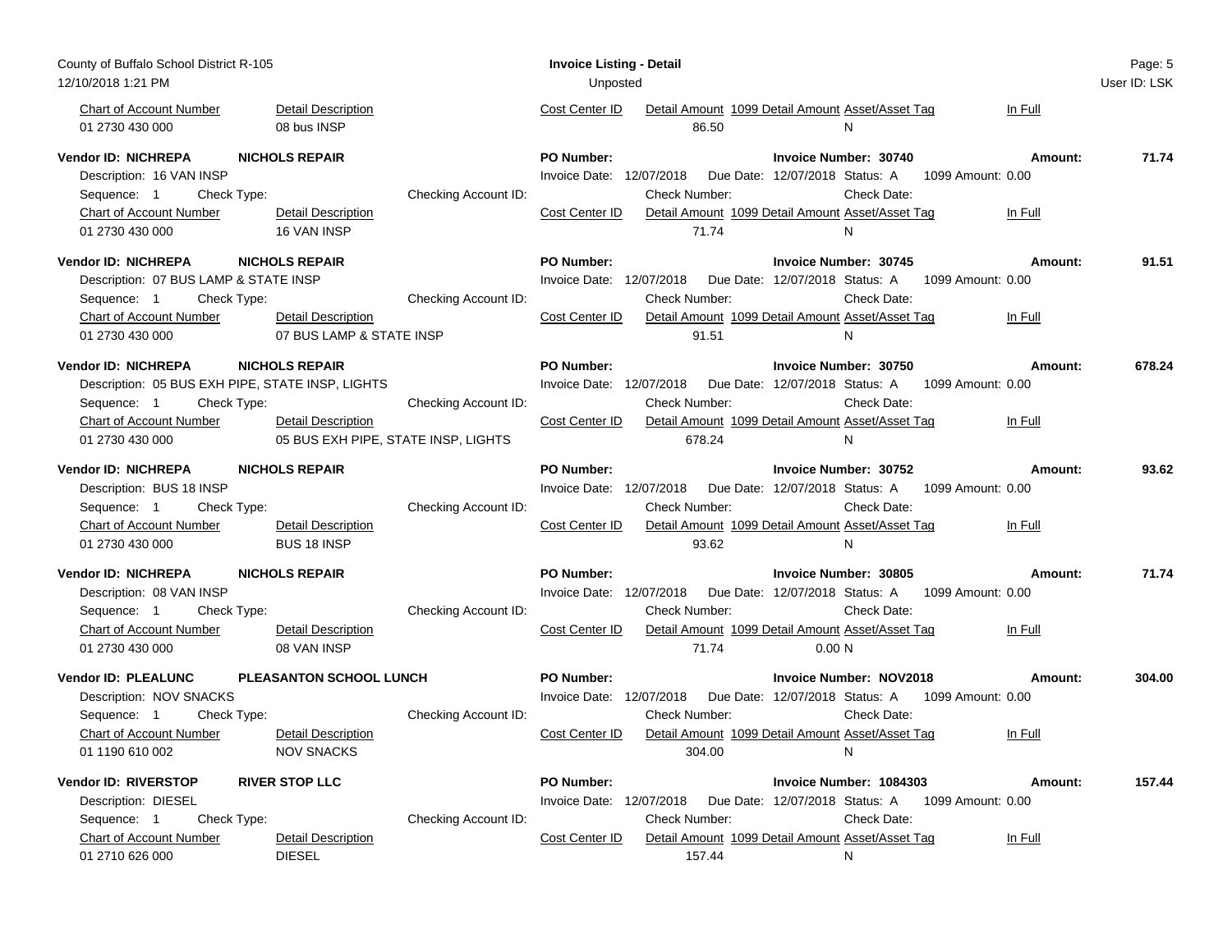| Chart of Account Number | Detail Description | Cost Center ID | Detail Amount | 1099 Detail Amount | Asset/Asset Tag | In Full |
|---|---|---|---|---|---|---|
| 01 2730 430 000 | 08 bus INSP | | 86.50 | | N | |

**Vendor ID: NICHREPA** **NICHOLS REPAIR** **PO Number:** **Invoice Number: 30740** **Amount: 71.74**

Description: 16 VAN INSP — Invoice Date: 12/07/2018 Due Date: 12/07/2018 Status: A 1099 Amount: 0.00

Sequence: 1 Check Type: Checking Account ID: Check Number: Check Date:

| Chart of Account Number | Detail Description | Cost Center ID | Detail Amount | 1099 Detail Amount | Asset/Asset Tag | In Full |
|---|---|---|---|---|---|---|
| 01 2730 430 000 | 16 VAN INSP | | 71.74 | | N | |

**Vendor ID: NICHREPA** **NICHOLS REPAIR** **PO Number:** **Invoice Number: 30745** **Amount: 91.51**

Description: 07 BUS LAMP & STATE INSP — Invoice Date: 12/07/2018 Due Date: 12/07/2018 Status: A 1099 Amount: 0.00

Sequence: 1 Check Type: Checking Account ID: Check Number: Check Date:

| Chart of Account Number | Detail Description | Cost Center ID | Detail Amount | 1099 Detail Amount | Asset/Asset Tag | In Full |
|---|---|---|---|---|---|---|
| 01 2730 430 000 | 07 BUS LAMP & STATE INSP | | 91.51 | | N | |

**Vendor ID: NICHREPA** **NICHOLS REPAIR** **PO Number:** **Invoice Number: 30750** **Amount: 678.24**

Description: 05 BUS EXH PIPE, STATE INSP, LIGHTS — Invoice Date: 12/07/2018 Due Date: 12/07/2018 Status: A 1099 Amount: 0.00

Sequence: 1 Check Type: Checking Account ID: Check Number: Check Date:

| Chart of Account Number | Detail Description | Cost Center ID | Detail Amount | 1099 Detail Amount | Asset/Asset Tag | In Full |
|---|---|---|---|---|---|---|
| 01 2730 430 000 | 05 BUS EXH PIPE, STATE INSP, LIGHTS | | 678.24 | | N | |

**Vendor ID: NICHREPA** **NICHOLS REPAIR** **PO Number:** **Invoice Number: 30752** **Amount: 93.62**

Description: BUS 18 INSP — Invoice Date: 12/07/2018 Due Date: 12/07/2018 Status: A 1099 Amount: 0.00

Sequence: 1 Check Type: Checking Account ID: Check Number: Check Date:

| Chart of Account Number | Detail Description | Cost Center ID | Detail Amount | 1099 Detail Amount | Asset/Asset Tag | In Full |
|---|---|---|---|---|---|---|
| 01 2730 430 000 | BUS 18 INSP | | 93.62 | | N | |

**Vendor ID: NICHREPA** **NICHOLS REPAIR** **PO Number:** **Invoice Number: 30805** **Amount: 71.74**

Description: 08 VAN INSP — Invoice Date: 12/07/2018 Due Date: 12/07/2018 Status: A 1099 Amount: 0.00

Sequence: 1 Check Type: Checking Account ID: Check Number: Check Date:

| Chart of Account Number | Detail Description | Cost Center ID | Detail Amount | 1099 Detail Amount | Asset/Asset Tag | In Full |
|---|---|---|---|---|---|---|
| 01 2730 430 000 | 08 VAN INSP | | 71.74 | 0.00 | N | |

**Vendor ID: PLEALUNC** **PLEASANTON SCHOOL LUNCH** **PO Number:** **Invoice Number: NOV2018** **Amount: 304.00**

Description: NOV SNACKS — Invoice Date: 12/07/2018 Due Date: 12/07/2018 Status: A 1099 Amount: 0.00

Sequence: 1 Check Type: Checking Account ID: Check Number: Check Date:

| Chart of Account Number | Detail Description | Cost Center ID | Detail Amount | 1099 Detail Amount | Asset/Asset Tag | In Full |
|---|---|---|---|---|---|---|
| 01 1190 610 002 | NOV SNACKS | | 304.00 | | N | |

**Vendor ID: RIVERSTOP** **RIVER STOP LLC** **PO Number:** **Invoice Number: 1084303** **Amount: 157.44**

Description: DIESEL — Invoice Date: 12/07/2018 Due Date: 12/07/2018 Status: A 1099 Amount: 0.00

Sequence: 1 Check Type: Checking Account ID: Check Number: Check Date:

| Chart of Account Number | Detail Description | Cost Center ID | Detail Amount | 1099 Detail Amount | Asset/Asset Tag | In Full |
|---|---|---|---|---|---|---|
| 01 2710 626 000 | DIESEL | | 157.44 | | N | |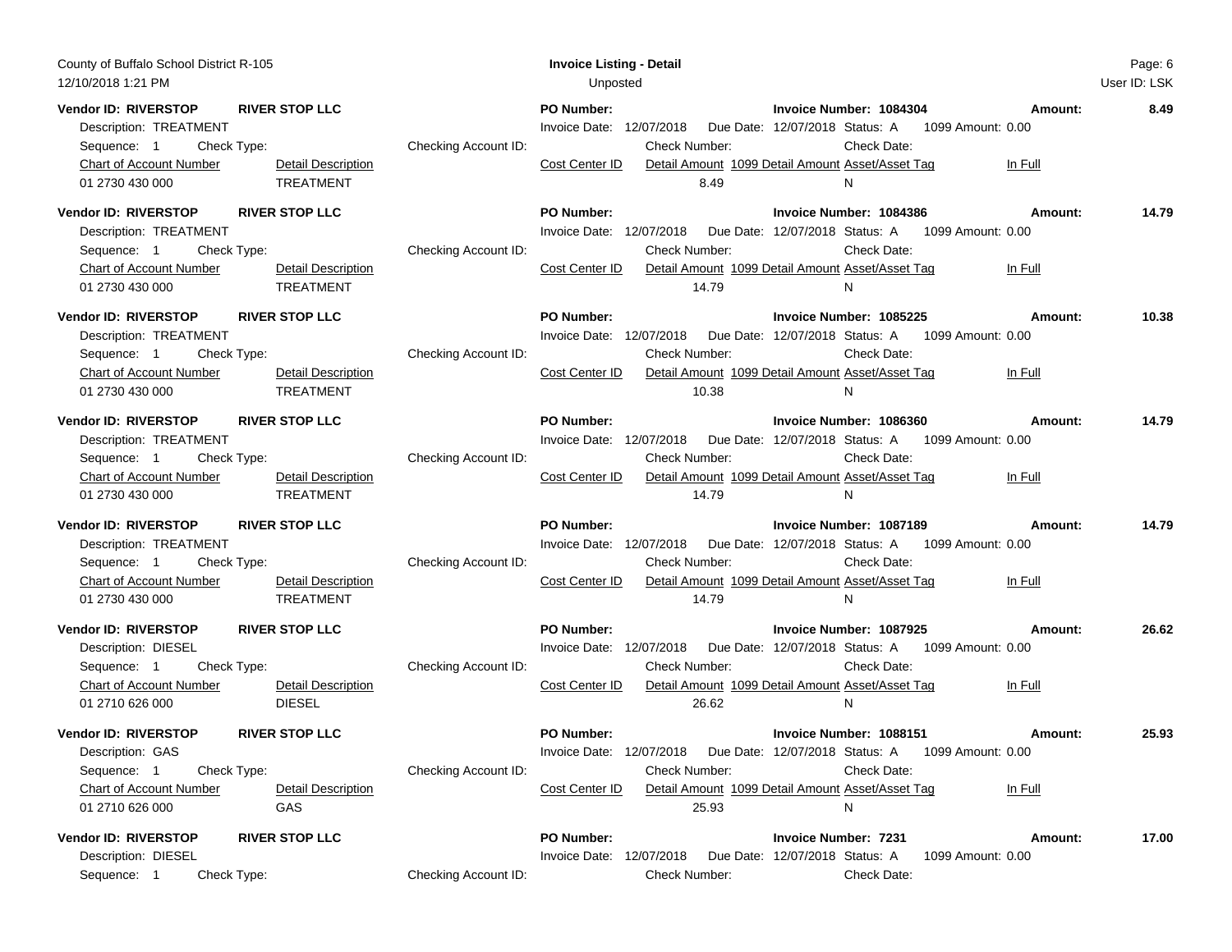County of Buffalo School District R-105
12/10/2018 1:21 PM

**Invoice Listing - Detail**
Unposted

User ID: LSK

**Vendor ID: RIVERSTOP** **RIVER STOP LLC** **PO Number:** **Invoice Number: 1084304** **Amount: 8.49**
Description: TREATMENT | Invoice Date: 12/07/2018 | Due Date: 12/07/2018 | Status: A | 1099 Amount: 0.00
Sequence: 1 | Check Type: | Checking Account ID: | Check Number: | Check Date:

| Chart of Account Number | Detail Description | Cost Center ID | Detail Amount | 1099 Detail Amount | Asset/Asset Tag | In Full |
|---|---|---|---|---|---|---|
| 01 2730 430 000 | TREATMENT | | 8.49 | | | N |

**Vendor ID: RIVERSTOP** **RIVER STOP LLC** **PO Number:** **Invoice Number: 1084386** **Amount: 14.79**
Description: TREATMENT | Invoice Date: 12/07/2018 | Due Date: 12/07/2018 | Status: A | 1099 Amount: 0.00
Sequence: 1 | Check Type: | Checking Account ID: | Check Number: | Check Date:

| Chart of Account Number | Detail Description | Cost Center ID | Detail Amount | 1099 Detail Amount | Asset/Asset Tag | In Full |
|---|---|---|---|---|---|---|
| 01 2730 430 000 | TREATMENT | | 14.79 | | | N |

**Vendor ID: RIVERSTOP** **RIVER STOP LLC** **PO Number:** **Invoice Number: 1085225** **Amount: 10.38**
Description: TREATMENT | Invoice Date: 12/07/2018 | Due Date: 12/07/2018 | Status: A | 1099 Amount: 0.00
Sequence: 1 | Check Type: | Checking Account ID: | Check Number: | Check Date:

| Chart of Account Number | Detail Description | Cost Center ID | Detail Amount | 1099 Detail Amount | Asset/Asset Tag | In Full |
|---|---|---|---|---|---|---|
| 01 2730 430 000 | TREATMENT | | 10.38 | | | N |

**Vendor ID: RIVERSTOP** **RIVER STOP LLC** **PO Number:** **Invoice Number: 1086360** **Amount: 14.79**
Description: TREATMENT | Invoice Date: 12/07/2018 | Due Date: 12/07/2018 | Status: A | 1099 Amount: 0.00
Sequence: 1 | Check Type: | Checking Account ID: | Check Number: | Check Date:

| Chart of Account Number | Detail Description | Cost Center ID | Detail Amount | 1099 Detail Amount | Asset/Asset Tag | In Full |
|---|---|---|---|---|---|---|
| 01 2730 430 000 | TREATMENT | | 14.79 | | | N |

**Vendor ID: RIVERSTOP** **RIVER STOP LLC** **PO Number:** **Invoice Number: 1087189** **Amount: 14.79**
Description: TREATMENT | Invoice Date: 12/07/2018 | Due Date: 12/07/2018 | Status: A | 1099 Amount: 0.00
Sequence: 1 | Check Type: | Checking Account ID: | Check Number: | Check Date:

| Chart of Account Number | Detail Description | Cost Center ID | Detail Amount | 1099 Detail Amount | Asset/Asset Tag | In Full |
|---|---|---|---|---|---|---|
| 01 2730 430 000 | TREATMENT | | 14.79 | | | N |

**Vendor ID: RIVERSTOP** **RIVER STOP LLC** **PO Number:** **Invoice Number: 1087925** **Amount: 26.62**
Description: DIESEL | Invoice Date: 12/07/2018 | Due Date: 12/07/2018 | Status: A | 1099 Amount: 0.00
Sequence: 1 | Check Type: | Checking Account ID: | Check Number: | Check Date:

| Chart of Account Number | Detail Description | Cost Center ID | Detail Amount | 1099 Detail Amount | Asset/Asset Tag | In Full |
|---|---|---|---|---|---|---|
| 01 2710 626 000 | DIESEL | | 26.62 | | | N |

**Vendor ID: RIVERSTOP** **RIVER STOP LLC** **PO Number:** **Invoice Number: 1088151** **Amount: 25.93**
Description: GAS | Invoice Date: 12/07/2018 | Due Date: 12/07/2018 | Status: A | 1099 Amount: 0.00
Sequence: 1 | Check Type: | Checking Account ID: | Check Number: | Check Date:

| Chart of Account Number | Detail Description | Cost Center ID | Detail Amount | 1099 Detail Amount | Asset/Asset Tag | In Full |
|---|---|---|---|---|---|---|
| 01 2710 626 000 | GAS | | 25.93 | | | N |

**Vendor ID: RIVERSTOP** **RIVER STOP LLC** **PO Number:** **Invoice Number: 7231** **Amount: 17.00**
Description: DIESEL | Invoice Date: 12/07/2018 | Due Date: 12/07/2018 | Status: A | 1099 Amount: 0.00
Sequence: 1 | Check Type: | Checking Account ID: | Check Number: | Check Date: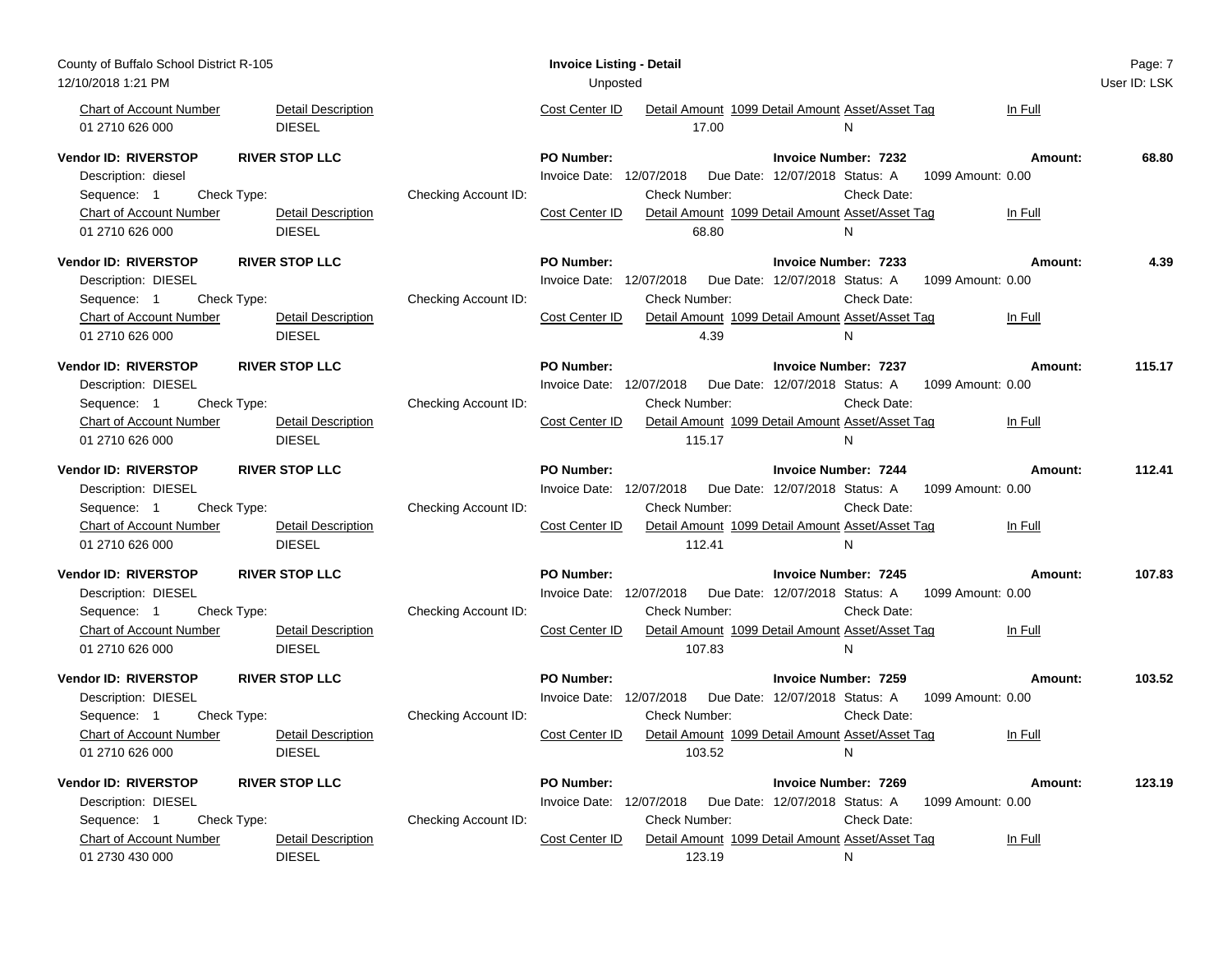| Chart of Account Number | Detail Description | | Cost Center ID | Detail Amount | 1099 Detail Amount | Asset/Asset Tag | In Full |
|---|---|---|---|---|---|---|---|
| 01 2710 626 000 | DIESEL | | | 17.00 | | N | |

**Vendor ID: RIVERSTOP** **RIVER STOP LLC** **PO Number:** **Invoice Number: 7232** **Amount: 68.80**

Description: diesel | Invoice Date: 12/07/2018 | Due Date: 12/07/2018 | Status: A | 1099 Amount: 0.00

Sequence: 1 | Check Type: | Checking Account ID: | Check Number: | Check Date:

| Chart of Account Number | Detail Description | Cost Center ID | Detail Amount | 1099 Detail Amount | Asset/Asset Tag | In Full |
|---|---|---|---|---|---|---|
| 01 2710 626 000 | DIESEL | | 68.80 | | N | |

**Vendor ID: RIVERSTOP** **RIVER STOP LLC** **PO Number:** **Invoice Number: 7233** **Amount: 4.39**

Description: DIESEL | Invoice Date: 12/07/2018 | Due Date: 12/07/2018 | Status: A | 1099 Amount: 0.00

Sequence: 1 | Check Type: | Checking Account ID: | Check Number: | Check Date:

| Chart of Account Number | Detail Description | Cost Center ID | Detail Amount | 1099 Detail Amount | Asset/Asset Tag | In Full |
|---|---|---|---|---|---|---|
| 01 2710 626 000 | DIESEL | | 4.39 | | N | |

**Vendor ID: RIVERSTOP** **RIVER STOP LLC** **PO Number:** **Invoice Number: 7237** **Amount: 115.17**

Description: DIESEL | Invoice Date: 12/07/2018 | Due Date: 12/07/2018 | Status: A | 1099 Amount: 0.00

Sequence: 1 | Check Type: | Checking Account ID: | Check Number: | Check Date:

| Chart of Account Number | Detail Description | Cost Center ID | Detail Amount | 1099 Detail Amount | Asset/Asset Tag | In Full |
|---|---|---|---|---|---|---|
| 01 2710 626 000 | DIESEL | | 115.17 | | N | |

**Vendor ID: RIVERSTOP** **RIVER STOP LLC** **PO Number:** **Invoice Number: 7244** **Amount: 112.41**

Description: DIESEL | Invoice Date: 12/07/2018 | Due Date: 12/07/2018 | Status: A | 1099 Amount: 0.00

Sequence: 1 | Check Type: | Checking Account ID: | Check Number: | Check Date:

| Chart of Account Number | Detail Description | Cost Center ID | Detail Amount | 1099 Detail Amount | Asset/Asset Tag | In Full |
|---|---|---|---|---|---|---|
| 01 2710 626 000 | DIESEL | | 112.41 | | N | |

**Vendor ID: RIVERSTOP** **RIVER STOP LLC** **PO Number:** **Invoice Number: 7245** **Amount: 107.83**

Description: DIESEL | Invoice Date: 12/07/2018 | Due Date: 12/07/2018 | Status: A | 1099 Amount: 0.00

Sequence: 1 | Check Type: | Checking Account ID: | Check Number: | Check Date:

| Chart of Account Number | Detail Description | Cost Center ID | Detail Amount | 1099 Detail Amount | Asset/Asset Tag | In Full |
|---|---|---|---|---|---|---|
| 01 2710 626 000 | DIESEL | | 107.83 | | N | |

**Vendor ID: RIVERSTOP** **RIVER STOP LLC** **PO Number:** **Invoice Number: 7259** **Amount: 103.52**

Description: DIESEL | Invoice Date: 12/07/2018 | Due Date: 12/07/2018 | Status: A | 1099 Amount: 0.00

Sequence: 1 | Check Type: | Checking Account ID: | Check Number: | Check Date:

| Chart of Account Number | Detail Description | Cost Center ID | Detail Amount | 1099 Detail Amount | Asset/Asset Tag | In Full |
|---|---|---|---|---|---|---|
| 01 2710 626 000 | DIESEL | | 103.52 | | N | |

**Vendor ID: RIVERSTOP** **RIVER STOP LLC** **PO Number:** **Invoice Number: 7269** **Amount: 123.19**

Description: DIESEL | Invoice Date: 12/07/2018 | Due Date: 12/07/2018 | Status: A | 1099 Amount: 0.00

Sequence: 1 | Check Type: | Checking Account ID: | Check Number: | Check Date:

| Chart of Account Number | Detail Description | Cost Center ID | Detail Amount | 1099 Detail Amount | Asset/Asset Tag | In Full |
|---|---|---|---|---|---|---|
| 01 2730 430 000 | DIESEL | | 123.19 | | N | |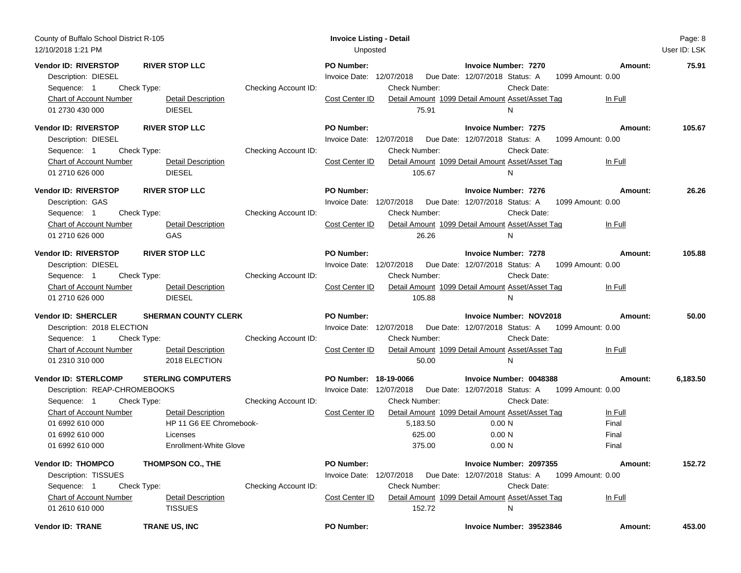County of Buffalo School District R-105
12/10/2018 1:21 PM

**Invoice Listing - Detail**
Unposted

User ID: LSK

**Vendor ID: RIVERSTOP** **RIVER STOP LLC** **PO Number:** **Invoice Number: 7270** **Amount: 75.91**
Description: DIESEL
Invoice Date: 12/07/2018 Due Date: 12/07/2018 Status: A 1099 Amount: 0.00
Sequence: 1 Check Type: Checking Account ID: Check Number: Check Date:

| Chart of Account Number | Detail Description | Cost Center ID | Detail Amount | 1099 Detail Amount | Asset/Asset Tag | In Full |
|---|---|---|---|---|---|---|
| 01 2730 430 000 | DIESEL | | 75.91 | | N | |

**Vendor ID: RIVERSTOP** **RIVER STOP LLC** **PO Number:** **Invoice Number: 7275** **Amount: 105.67**
Description: DIESEL
Invoice Date: 12/07/2018 Due Date: 12/07/2018 Status: A 1099 Amount: 0.00
Sequence: 1 Check Type: Checking Account ID: Check Number: Check Date:

| Chart of Account Number | Detail Description | Cost Center ID | Detail Amount | 1099 Detail Amount | Asset/Asset Tag | In Full |
|---|---|---|---|---|---|---|
| 01 2710 626 000 | DIESEL | | 105.67 | | N | |

**Vendor ID: RIVERSTOP** **RIVER STOP LLC** **PO Number:** **Invoice Number: 7276** **Amount: 26.26**
Description: GAS
Invoice Date: 12/07/2018 Due Date: 12/07/2018 Status: A 1099 Amount: 0.00
Sequence: 1 Check Type: Checking Account ID: Check Number: Check Date:

| Chart of Account Number | Detail Description | Cost Center ID | Detail Amount | 1099 Detail Amount | Asset/Asset Tag | In Full |
|---|---|---|---|---|---|---|
| 01 2710 626 000 | GAS | | 26.26 | | N | |

**Vendor ID: RIVERSTOP** **RIVER STOP LLC** **PO Number:** **Invoice Number: 7278** **Amount: 105.88**
Description: DIESEL
Invoice Date: 12/07/2018 Due Date: 12/07/2018 Status: A 1099 Amount: 0.00
Sequence: 1 Check Type: Checking Account ID: Check Number: Check Date:

| Chart of Account Number | Detail Description | Cost Center ID | Detail Amount | 1099 Detail Amount | Asset/Asset Tag | In Full |
|---|---|---|---|---|---|---|
| 01 2710 626 000 | DIESEL | | 105.88 | | N | |

**Vendor ID: SHERCLER** **SHERMAN COUNTY CLERK** **PO Number:** **Invoice Number: NOV2018** **Amount: 50.00**
Description: 2018 ELECTION
Invoice Date: 12/07/2018 Due Date: 12/07/2018 Status: A 1099 Amount: 0.00
Sequence: 1 Check Type: Checking Account ID: Check Number: Check Date:

| Chart of Account Number | Detail Description | Cost Center ID | Detail Amount | 1099 Detail Amount | Asset/Asset Tag | In Full |
|---|---|---|---|---|---|---|
| 01 2310 310 000 | 2018 ELECTION | | 50.00 | | N | |

**Vendor ID: STERLCOMP** **STERLING COMPUTERS** **PO Number: 18-19-0066** **Invoice Number: 0048388** **Amount: 6,183.50**
Description: REAP-CHROMEBOOKS
Invoice Date: 12/07/2018 Due Date: 12/07/2018 Status: A 1099 Amount: 0.00
Sequence: 1 Check Type: Checking Account ID: Check Number: Check Date:

| Chart of Account Number | Detail Description | Cost Center ID | Detail Amount | 1099 Detail Amount | Asset/Asset Tag | In Full |
|---|---|---|---|---|---|---|
| 01 6992 610 000 | HP 11 G6 EE Chromebook- | | 5,183.50 | 0.00 | N | Final |
| 01 6992 610 000 | Licenses | | 625.00 | 0.00 | N | Final |
| 01 6992 610 000 | Enrollment-White Glove | | 375.00 | 0.00 | N | Final |

**Vendor ID: THOMPCO** **THOMPSON CO., THE** **PO Number:** **Invoice Number: 2097355** **Amount: 152.72**
Description: TISSUES
Invoice Date: 12/07/2018 Due Date: 12/07/2018 Status: A 1099 Amount: 0.00
Sequence: 1 Check Type: Checking Account ID: Check Number: Check Date:

| Chart of Account Number | Detail Description | Cost Center ID | Detail Amount | 1099 Detail Amount | Asset/Asset Tag | In Full |
|---|---|---|---|---|---|---|
| 01 2610 610 000 | TISSUES | | 152.72 | | N | |

**Vendor ID: TRANE** **TRANE US, INC** **PO Number:** **Invoice Number: 39523846** **Amount: 453.00**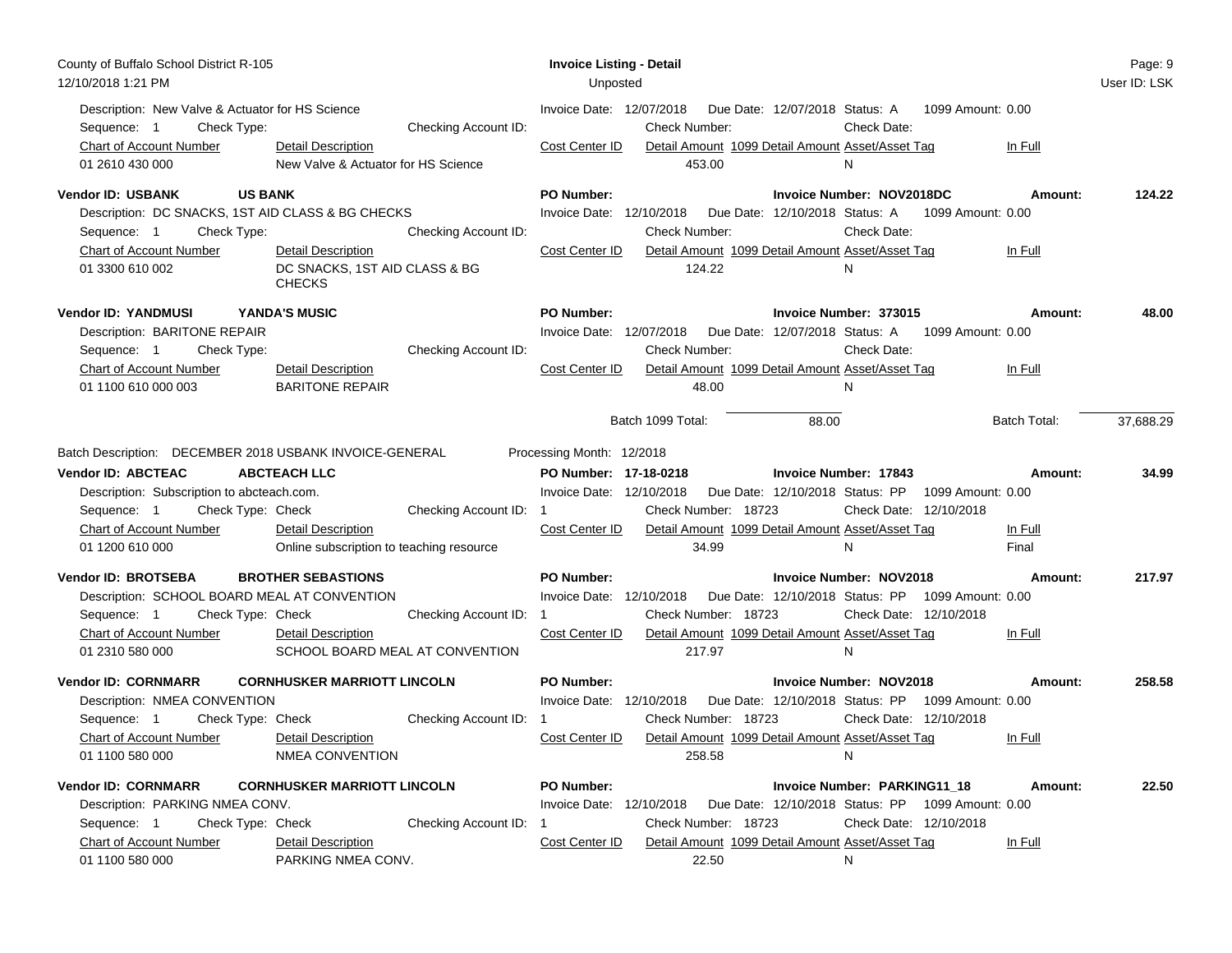Description: New Valve & Actuator for HS Science
Invoice Date: 12/07/2018 Due Date: 12/07/2018 Status: A 1099 Amount: 0.00
Sequence: 1 Check Type: Checking Account ID: Check Number: Check Date:

| Chart of Account Number | Detail Description | Cost Center ID | Detail Amount | 1099 Detail Amount | Asset/Asset Tag | In Full |
|---|---|---|---|---|---|---|
| 01 2610 430 000 | New Valve & Actuator for HS Science | | 453.00 | | N | |

**Vendor ID: USBANK** **US BANK** **PO Number:** **Invoice Number: NOV2018DC** **Amount: 124.22**

Description: DC SNACKS, 1ST AID CLASS & BG CHECKS
Invoice Date: 12/10/2018 Due Date: 12/10/2018 Status: A 1099 Amount: 0.00
Sequence: 1 Check Type: Checking Account ID: Check Number: Check Date:

| Chart of Account Number | Detail Description | Cost Center ID | Detail Amount | 1099 Detail Amount | Asset/Asset Tag | In Full |
|---|---|---|---|---|---|---|
| 01 3300 610 002 | DC SNACKS, 1ST AID CLASS & BG CHECKS | | 124.22 | | N | |

**Vendor ID: YANDMUSI** **YANDA'S MUSIC** **PO Number:** **Invoice Number: 373015** **Amount: 48.00**

Description: BARITONE REPAIR
Invoice Date: 12/07/2018 Due Date: 12/07/2018 Status: A 1099 Amount: 0.00
Sequence: 1 Check Type: Checking Account ID: Check Number: Check Date:

| Chart of Account Number | Detail Description | Cost Center ID | Detail Amount | 1099 Detail Amount | Asset/Asset Tag | In Full |
|---|---|---|---|---|---|---|
| 01 1100 610 000 003 | BARITONE REPAIR | | 48.00 | | N | |

Batch 1099 Total: 88.00 Batch Total: 37,688.29

Batch Description: DECEMBER 2018 USBANK INVOICE-GENERAL Processing Month: 12/2018

**Vendor ID: ABCTEAC** **ABCTEACH LLC** **PO Number: 17-18-0218** **Invoice Number: 17843** **Amount: 34.99**

Description: Subscription to abcteach.com.
Invoice Date: 12/10/2018 Due Date: 12/10/2018 Status: PP 1099 Amount: 0.00
Sequence: 1 Check Type: Check Checking Account ID: 1 Check Number: 18723 Check Date: 12/10/2018

| Chart of Account Number | Detail Description | Cost Center ID | Detail Amount | 1099 Detail Amount | Asset/Asset Tag | In Full |
|---|---|---|---|---|---|---|
| 01 1200 610 000 | Online subscription to teaching resource | | 34.99 | | N | Final |

**Vendor ID: BROTSEBA** **BROTHER SEBASTIONS** **PO Number:** **Invoice Number: NOV2018** **Amount: 217.97**

Description: SCHOOL BOARD MEAL AT CONVENTION
Invoice Date: 12/10/2018 Due Date: 12/10/2018 Status: PP 1099 Amount: 0.00
Sequence: 1 Check Type: Check Checking Account ID: 1 Check Number: 18723 Check Date: 12/10/2018

| Chart of Account Number | Detail Description | Cost Center ID | Detail Amount | 1099 Detail Amount | Asset/Asset Tag | In Full |
|---|---|---|---|---|---|---|
| 01 2310 580 000 | SCHOOL BOARD MEAL AT CONVENTION | | 217.97 | | N | |

**Vendor ID: CORNMARR** **CORNHUSKER MARRIOTT LINCOLN** **PO Number:** **Invoice Number: NOV2018** **Amount: 258.58**

Description: NMEA CONVENTION
Invoice Date: 12/10/2018 Due Date: 12/10/2018 Status: PP 1099 Amount: 0.00
Sequence: 1 Check Type: Check Checking Account ID: 1 Check Number: 18723 Check Date: 12/10/2018

| Chart of Account Number | Detail Description | Cost Center ID | Detail Amount | 1099 Detail Amount | Asset/Asset Tag | In Full |
|---|---|---|---|---|---|---|
| 01 1100 580 000 | NMEA CONVENTION | | 258.58 | | N | |

**Vendor ID: CORNMARR** **CORNHUSKER MARRIOTT LINCOLN** **PO Number:** **Invoice Number: PARKING11_18** **Amount: 22.50**

Description: PARKING NMEA CONV.
Invoice Date: 12/10/2018 Due Date: 12/10/2018 Status: PP 1099 Amount: 0.00
Sequence: 1 Check Type: Check Checking Account ID: 1 Check Number: 18723 Check Date: 12/10/2018

| Chart of Account Number | Detail Description | Cost Center ID | Detail Amount | 1099 Detail Amount | Asset/Asset Tag | In Full |
|---|---|---|---|---|---|---|
| 01 1100 580 000 | PARKING NMEA CONV. | | 22.50 | | N | |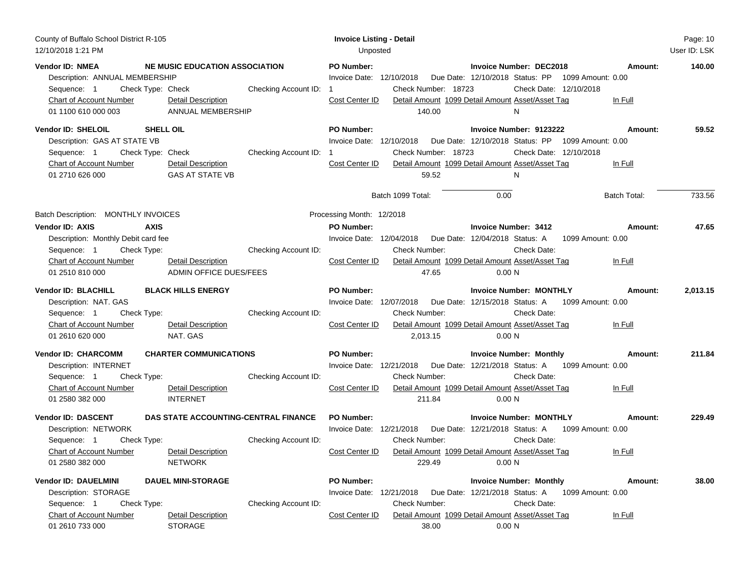County of Buffalo School District R-105
12/10/2018 1:21 PM

**Invoice Listing - Detail**
Unposted

User ID: LSK

**Vendor ID: NMEA** — **NE MUSIC EDUCATION ASSOCIATION** — **PO Number:** — **Invoice Number: DEC2018** — **Amount: 140.00**

Description: ANNUAL MEMBERSHIP
Invoice Date: 12/10/2018 Due Date: 12/10/2018 Status: PP 1099 Amount: 0.00
Sequence: 1 Check Type: Check Checking Account ID: 1 Check Number: 18723 Check Date: 12/10/2018

| Chart of Account Number | Detail Description | Cost Center ID | Detail Amount | 1099 Detail Amount | Asset/Asset Tag | In Full |
|---|---|---|---|---|---|---|
| 01 1100 610 000 003 | ANNUAL MEMBERSHIP | | 140.00 | | N | |

**Vendor ID: SHELOIL** — **SHELL OIL** — **PO Number:** — **Invoice Number: 9123222** — **Amount: 59.52**

Description: GAS AT STATE VB
Invoice Date: 12/10/2018 Due Date: 12/10/2018 Status: PP 1099 Amount: 0.00
Sequence: 1 Check Type: Check Checking Account ID: 1 Check Number: 18723 Check Date: 12/10/2018

| Chart of Account Number | Detail Description | Cost Center ID | Detail Amount | 1099 Detail Amount | Asset/Asset Tag | In Full |
|---|---|---|---|---|---|---|
| 01 2710 626 000 | GAS AT STATE VB | | 59.52 | | N | |

Batch 1099 Total: 0.00 Batch Total: 733.56

Batch Description: MONTHLY INVOICES Processing Month: 12/2018

**Vendor ID: AXIS** — **AXIS** — **PO Number:** — **Invoice Number: 3412** — **Amount: 47.65**

Description: Monthly Debit card fee
Invoice Date: 12/04/2018 Due Date: 12/04/2018 Status: A 1099 Amount: 0.00
Sequence: 1 Check Type: Checking Account ID: Check Number: Check Date:

| Chart of Account Number | Detail Description | Cost Center ID | Detail Amount | 1099 Detail Amount | Asset/Asset Tag | In Full |
|---|---|---|---|---|---|---|
| 01 2510 810 000 | ADMIN OFFICE DUES/FEES | | 47.65 | 0.00 | N | |

**Vendor ID: BLACHILL** — **BLACK HILLS ENERGY** — **PO Number:** — **Invoice Number: MONTHLY** — **Amount: 2,013.15**

Description: NAT. GAS
Invoice Date: 12/07/2018 Due Date: 12/15/2018 Status: A 1099 Amount: 0.00
Sequence: 1 Check Type: Checking Account ID: Check Number: Check Date:

| Chart of Account Number | Detail Description | Cost Center ID | Detail Amount | 1099 Detail Amount | Asset/Asset Tag | In Full |
|---|---|---|---|---|---|---|
| 01 2610 620 000 | NAT. GAS | | 2,013.15 | 0.00 | N | |

**Vendor ID: CHARCOMM** — **CHARTER COMMUNICATIONS** — **PO Number:** — **Invoice Number: Monthly** — **Amount: 211.84**

Description: INTERNET
Invoice Date: 12/21/2018 Due Date: 12/21/2018 Status: A 1099 Amount: 0.00
Sequence: 1 Check Type: Checking Account ID: Check Number: Check Date:

| Chart of Account Number | Detail Description | Cost Center ID | Detail Amount | 1099 Detail Amount | Asset/Asset Tag | In Full |
|---|---|---|---|---|---|---|
| 01 2580 382 000 | INTERNET | | 211.84 | 0.00 | N | |

**Vendor ID: DASCENT** — **DAS STATE ACCOUNTING-CENTRAL FINANCE** — **PO Number:** — **Invoice Number: MONTHLY** — **Amount: 229.49**

Description: NETWORK
Invoice Date: 12/21/2018 Due Date: 12/21/2018 Status: A 1099 Amount: 0.00
Sequence: 1 Check Type: Checking Account ID: Check Number: Check Date:

| Chart of Account Number | Detail Description | Cost Center ID | Detail Amount | 1099 Detail Amount | Asset/Asset Tag | In Full |
|---|---|---|---|---|---|---|
| 01 2580 382 000 | NETWORK | | 229.49 | 0.00 | N | |

**Vendor ID: DAUELMINI** — **DAUEL MINI-STORAGE** — **PO Number:** — **Invoice Number: Monthly** — **Amount: 38.00**

Description: STORAGE
Invoice Date: 12/21/2018 Due Date: 12/21/2018 Status: A 1099 Amount: 0.00
Sequence: 1 Check Type: Checking Account ID: Check Number: Check Date:

| Chart of Account Number | Detail Description | Cost Center ID | Detail Amount | 1099 Detail Amount | Asset/Asset Tag | In Full |
|---|---|---|---|---|---|---|
| 01 2610 733 000 | STORAGE | | 38.00 | 0.00 | N | |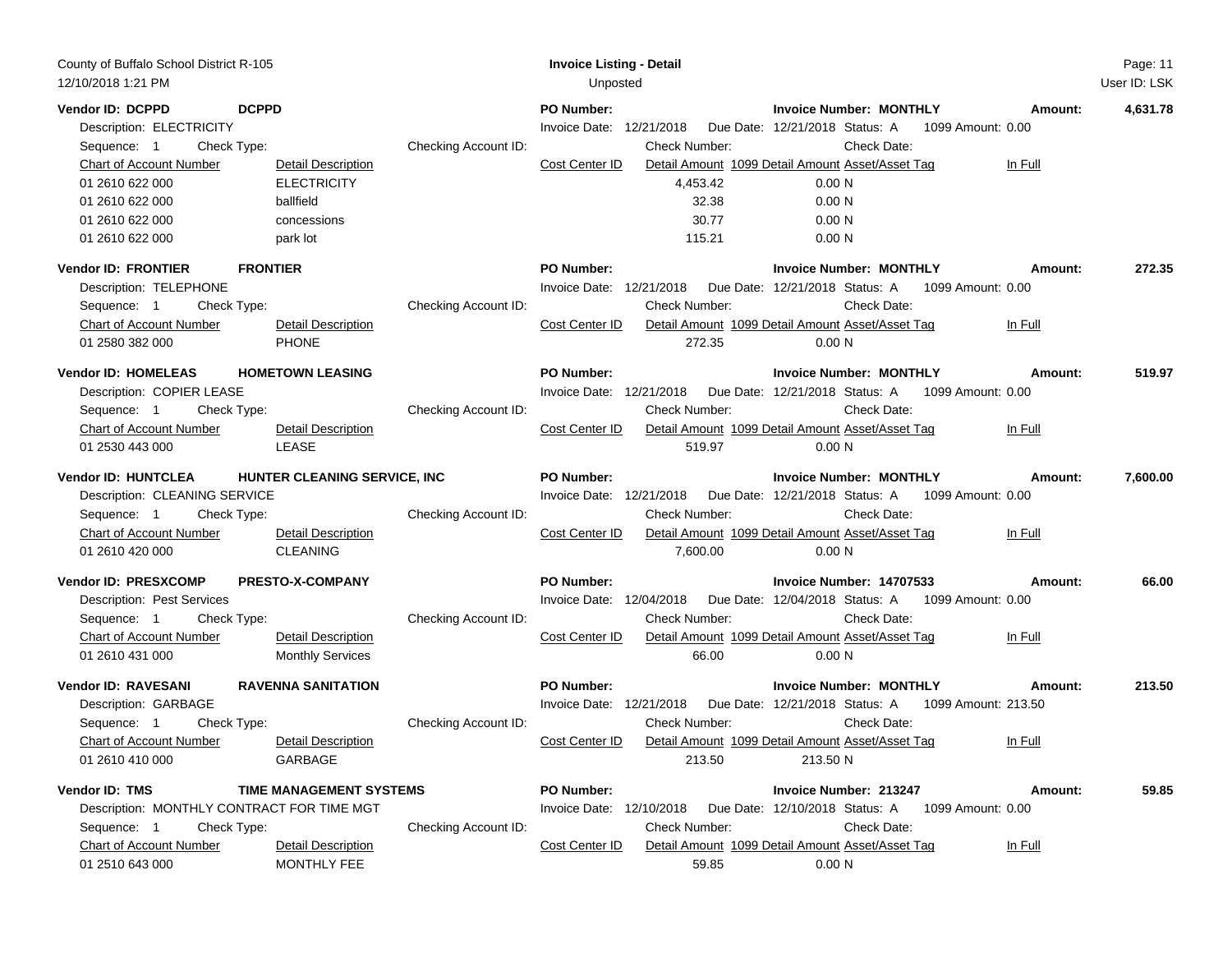County of Buffalo School District R-105
12/10/2018 1:21 PM

**Invoice Listing - Detail**
Unposted

User ID: LSK

**Vendor ID: DCPPD** **DCPPD** | **PO Number:** | **Invoice Number: MONTHLY** | **Amount: 4,631.78**

Description: ELECTRICITY | Invoice Date: 12/21/2018 | Due Date: 12/21/2018 | Status: A | 1099 Amount: 0.00

Sequence: 1 | Check Type: | Checking Account ID: | Check Number: | Check Date:

| Chart of Account Number | Detail Description | Cost Center ID | Detail Amount | 1099 Detail Amount | Asset/Asset Tag | In Full |
|---|---|---|---|---|---|---|
| 01 2610 622 000 | ELECTRICITY | | 4,453.42 | 0.00 | N | |
| 01 2610 622 000 | ballfield | | 32.38 | 0.00 | N | |
| 01 2610 622 000 | concessions | | 30.77 | 0.00 | N | |
| 01 2610 622 000 | park lot | | 115.21 | 0.00 | N | |

**Vendor ID: FRONTIER** **FRONTIER** | **PO Number:** | **Invoice Number: MONTHLY** | **Amount: 272.35**

Description: TELEPHONE | Invoice Date: 12/21/2018 | Due Date: 12/21/2018 | Status: A | 1099 Amount: 0.00

Sequence: 1 | Check Type: | Checking Account ID: | Check Number: | Check Date:

| Chart of Account Number | Detail Description | Cost Center ID | Detail Amount | 1099 Detail Amount | Asset/Asset Tag | In Full |
|---|---|---|---|---|---|---|
| 01 2580 382 000 | PHONE | | 272.35 | 0.00 | N | |

**Vendor ID: HOMELEAS** **HOMETOWN LEASING** | **PO Number:** | **Invoice Number: MONTHLY** | **Amount: 519.97**

Description: COPIER LEASE | Invoice Date: 12/21/2018 | Due Date: 12/21/2018 | Status: A | 1099 Amount: 0.00

Sequence: 1 | Check Type: | Checking Account ID: | Check Number: | Check Date:

| Chart of Account Number | Detail Description | Cost Center ID | Detail Amount | 1099 Detail Amount | Asset/Asset Tag | In Full |
|---|---|---|---|---|---|---|
| 01 2530 443 000 | LEASE | | 519.97 | 0.00 | N | |

**Vendor ID: HUNTCLEA** **HUNTER CLEANING SERVICE, INC** | **PO Number:** | **Invoice Number: MONTHLY** | **Amount: 7,600.00**

Description: CLEANING SERVICE | Invoice Date: 12/21/2018 | Due Date: 12/21/2018 | Status: A | 1099 Amount: 0.00

Sequence: 1 | Check Type: | Checking Account ID: | Check Number: | Check Date:

| Chart of Account Number | Detail Description | Cost Center ID | Detail Amount | 1099 Detail Amount | Asset/Asset Tag | In Full |
|---|---|---|---|---|---|---|
| 01 2610 420 000 | CLEANING | | 7,600.00 | 0.00 | N | |

**Vendor ID: PRESXCOMP** **PRESTO-X-COMPANY** | **PO Number:** | **Invoice Number: 14707533** | **Amount: 66.00**

Description: Pest Services | Invoice Date: 12/04/2018 | Due Date: 12/04/2018 | Status: A | 1099 Amount: 0.00

Sequence: 1 | Check Type: | Checking Account ID: | Check Number: | Check Date:

| Chart of Account Number | Detail Description | Cost Center ID | Detail Amount | 1099 Detail Amount | Asset/Asset Tag | In Full |
|---|---|---|---|---|---|---|
| 01 2610 431 000 | Monthly Services | | 66.00 | 0.00 | N | |

**Vendor ID: RAVESANI** **RAVENNA SANITATION** | **PO Number:** | **Invoice Number: MONTHLY** | **Amount: 213.50**

Description: GARBAGE | Invoice Date: 12/21/2018 | Due Date: 12/21/2018 | Status: A | 1099 Amount: 213.50

Sequence: 1 | Check Type: | Checking Account ID: | Check Number: | Check Date:

| Chart of Account Number | Detail Description | Cost Center ID | Detail Amount | 1099 Detail Amount | Asset/Asset Tag | In Full |
|---|---|---|---|---|---|---|
| 01 2610 410 000 | GARBAGE | | 213.50 | 213.50 | N | |

**Vendor ID: TMS** **TIME MANAGEMENT SYSTEMS** | **PO Number:** | **Invoice Number: 213247** | **Amount: 59.85**

Description: MONTHLY CONTRACT FOR TIME MGT | Invoice Date: 12/10/2018 | Due Date: 12/10/2018 | Status: A | 1099 Amount: 0.00

Sequence: 1 | Check Type: | Checking Account ID: | Check Number: | Check Date:

| Chart of Account Number | Detail Description | Cost Center ID | Detail Amount | 1099 Detail Amount | Asset/Asset Tag | In Full |
|---|---|---|---|---|---|---|
| 01 2510 643 000 | MONTHLY FEE | | 59.85 | 0.00 | N | |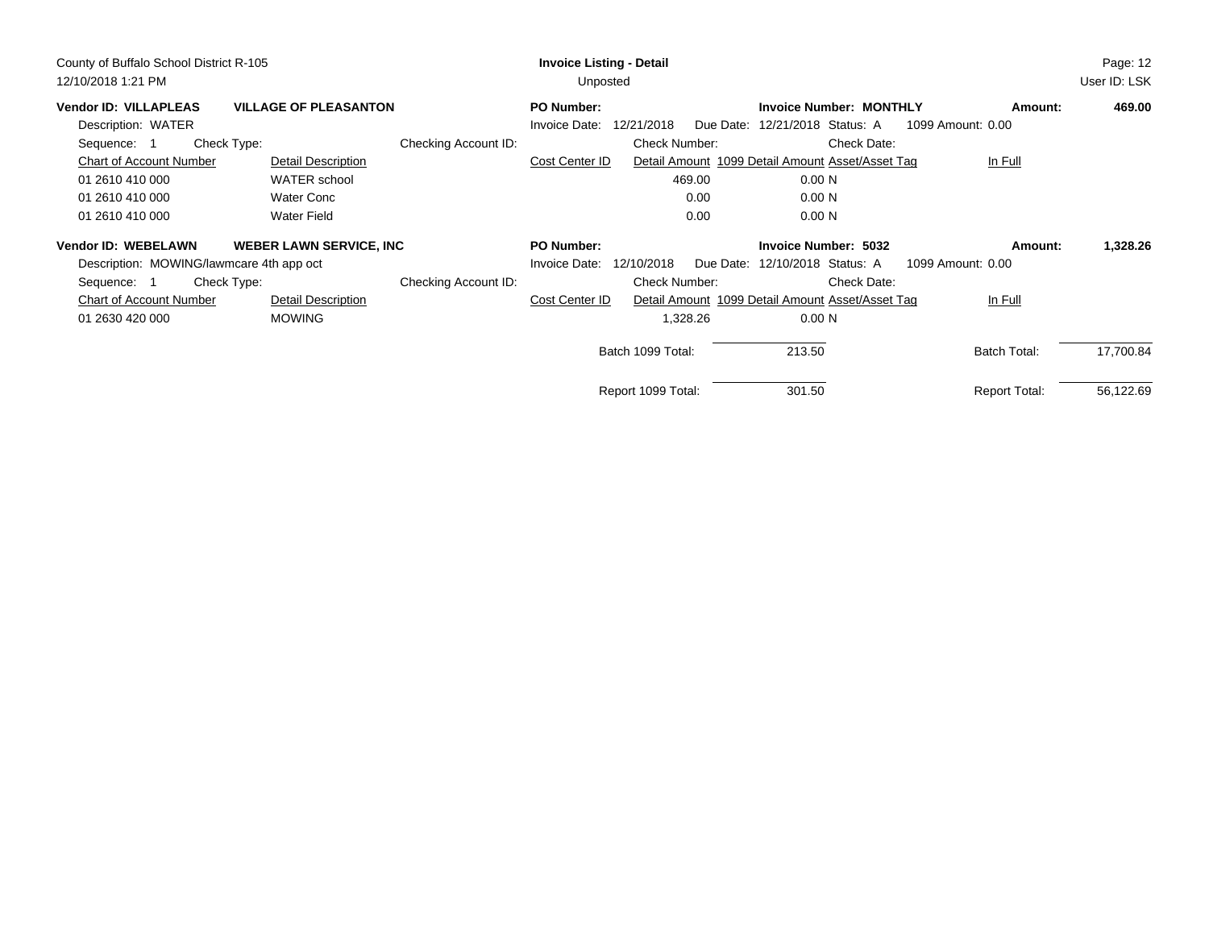**Vendor ID: VILLAPLEAS** **VILLAGE OF PLEASANTON** **PO Number:** **Invoice Number: MONTHLY** **Amount:** **469.00**

Description: WATER | Invoice Date: 12/21/2018 | Due Date: 12/21/2018 | Status: A | 1099 Amount: 0.00

Sequence: 1 | Check Type: | Checking Account ID: | Check Number: | Check Date:

| Chart of Account Number | Detail Description | Cost Center ID | Detail Amount | 1099 Detail Amount | Asset/Asset Tag | In Full |
|---|---|---|---|---|---|---|
| 01 2610 410 000 | WATER school | | 469.00 | 0.00 | | N |
| 01 2610 410 000 | Water Conc | | 0.00 | 0.00 | | N |
| 01 2610 410 000 | Water Field | | 0.00 | 0.00 | | N |

**Vendor ID: WEBELAWN** **WEBER LAWN SERVICE, INC** **PO Number:** **Invoice Number: 5032** **Amount:** **1,328.26**

Description: MOWING/lawmcare 4th app oct | Invoice Date: 12/10/2018 | Due Date: 12/10/2018 | Status: A | 1099 Amount: 0.00

Sequence: 1 | Check Type: | Checking Account ID: | Check Number: | Check Date:

| Chart of Account Number | Detail Description | Cost Center ID | Detail Amount | 1099 Detail Amount | Asset/Asset Tag | In Full |
|---|---|---|---|---|---|---|
| 01 2630 420 000 | MOWING | | 1,328.26 | 0.00 | | N |

| | | | |
|---|---|---|---|
| Batch 1099 Total: | 213.50 | Batch Total: | 17,700.84 |
| Report 1099 Total: | 301.50 | Report Total: | 56,122.69 |